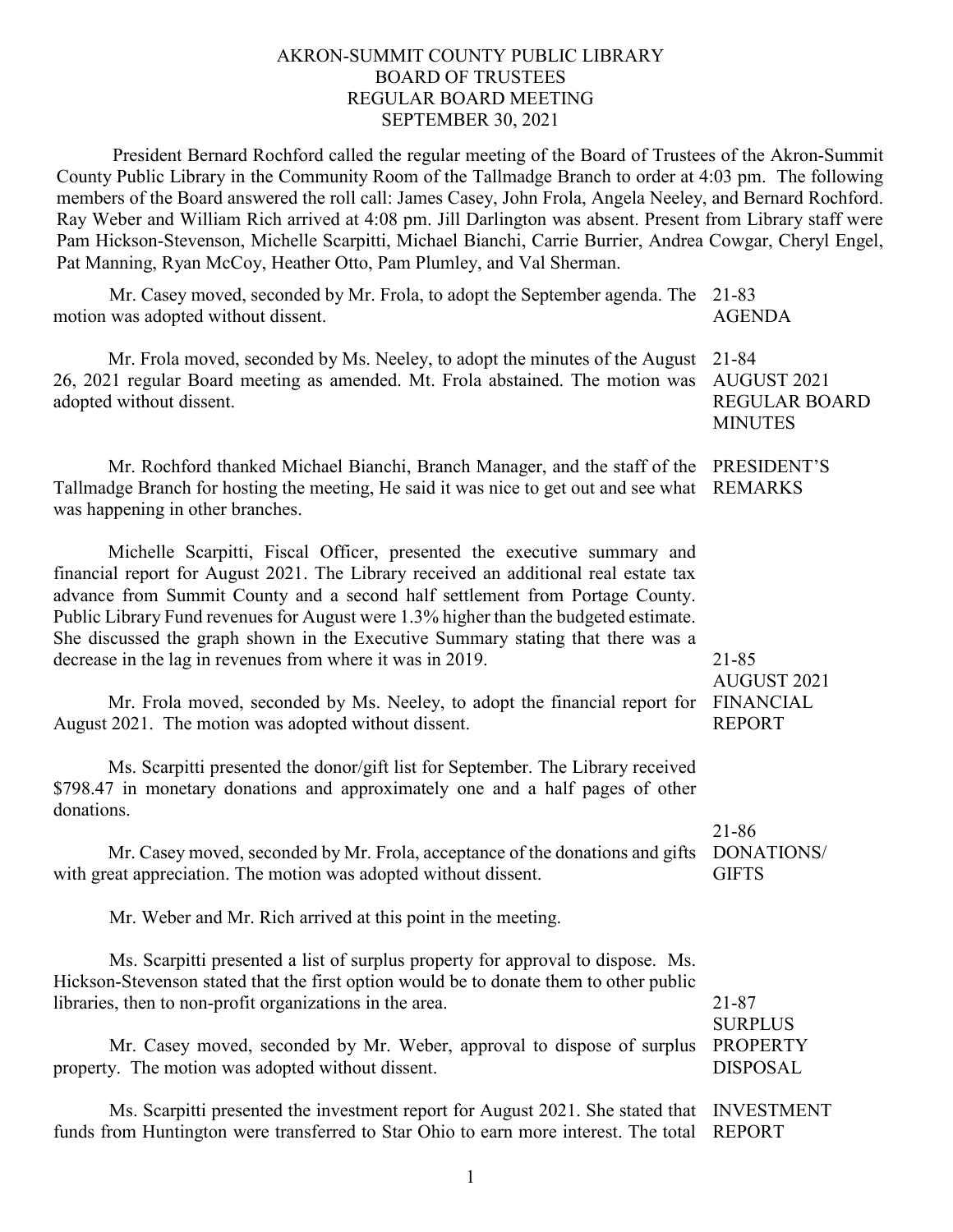# AKRON-SUMMIT COUNTY PUBLIC LIBRARY
## BOARD OF TRUSTEES
## REGULAR BOARD MEETING
## SEPTEMBER 30, 2021

President Bernard Rochford called the regular meeting of the Board of Trustees of the Akron-Summit County Public Library in the Community Room of the Tallmadge Branch to order at 4:03 pm. The following members of the Board answered the roll call: James Casey, John Frola, Angela Neeley, and Bernard Rochford. Ray Weber and William Rich arrived at 4:08 pm. Jill Darlington was absent. Present from Library staff were Pam Hickson-Stevenson, Michelle Scarpitti, Michael Bianchi, Carrie Burrier, Andrea Cowgar, Cheryl Engel, Pat Manning, Ryan McCoy, Heather Otto, Pam Plumley, and Val Sherman.

**21-83 AGENDA**

Mr. Casey moved, seconded by Mr. Frola, to adopt the September agenda. The motion was adopted without dissent.

**21-84 AUGUST 2021 REGULAR BOARD MINUTES**

Mr. Frola moved, seconded by Ms. Neeley, to adopt the minutes of the August 26, 2021 regular Board meeting as amended. Mt. Frola abstained. The motion was adopted without dissent.

**PRESIDENT'S REMARKS**

Mr. Rochford thanked Michael Bianchi, Branch Manager, and the staff of the Tallmadge Branch for hosting the meeting, He said it was nice to get out and see what was happening in other branches.

**21-85 AUGUST 2021 FINANCIAL REPORT**

Michelle Scarpitti, Fiscal Officer, presented the executive summary and financial report for August 2021. The Library received an additional real estate tax advance from Summit County and a second half settlement from Portage County. Public Library Fund revenues for August were 1.3% higher than the budgeted estimate. She discussed the graph shown in the Executive Summary stating that there was a decrease in the lag in revenues from where it was in 2019.

Mr. Frola moved, seconded by Ms. Neeley, to adopt the financial report for August 2021. The motion was adopted without dissent.

**21-86 DONATIONS/ GIFTS**

Ms. Scarpitti presented the donor/gift list for September. The Library received $798.47 in monetary donations and approximately one and a half pages of other donations.

Mr. Casey moved, seconded by Mr. Frola, acceptance of the donations and gifts with great appreciation. The motion was adopted without dissent.

Mr. Weber and Mr. Rich arrived at this point in the meeting.

**21-87 SURPLUS PROPERTY DISPOSAL**

Ms. Scarpitti presented a list of surplus property for approval to dispose. Ms. Hickson-Stevenson stated that the first option would be to donate them to other public libraries, then to non-profit organizations in the area.

Mr. Casey moved, seconded by Mr. Weber, approval to dispose of surplus property. The motion was adopted without dissent.

**INVESTMENT REPORT**

Ms. Scarpitti presented the investment report for August 2021. She stated that funds from Huntington were transferred to Star Ohio to earn more interest. The total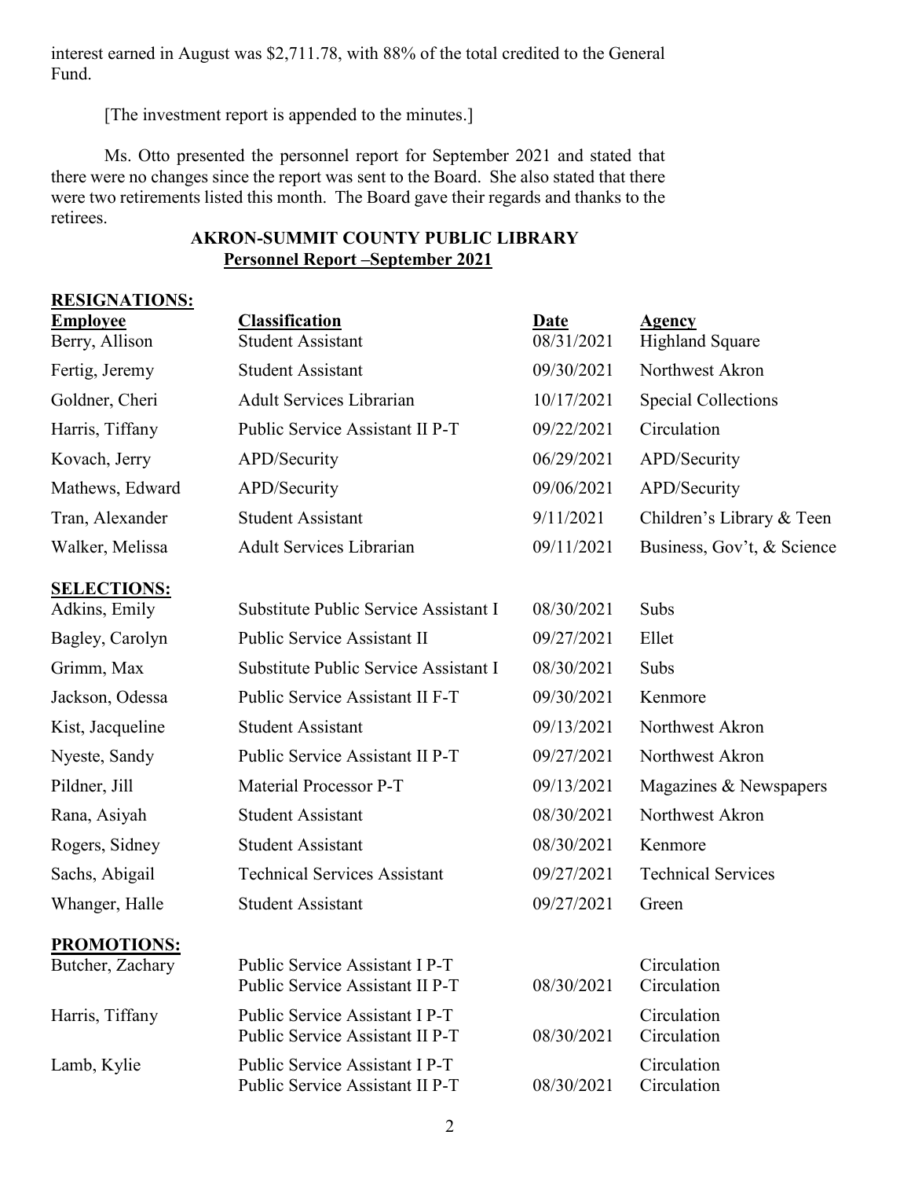interest earned in August was $2,711.78, with 88% of the total credited to the General Fund.

[The investment report is appended to the minutes.]

Ms. Otto presented the personnel report for September 2021 and stated that there were no changes since the report was sent to the Board. She also stated that there were two retirements listed this month. The Board gave their regards and thanks to the retirees.

## AKRON-SUMMIT COUNTY PUBLIC LIBRARY

### Personnel Report –September 2021

**RESIGNATIONS:**

| Employee | Classification | Date | Agency |
|---|---|---|---|
| Berry, Allison | Student Assistant | 08/31/2021 | Highland Square |
| Fertig, Jeremy | Student Assistant | 09/30/2021 | Northwest Akron |
| Goldner, Cheri | Adult Services Librarian | 10/17/2021 | Special Collections |
| Harris, Tiffany | Public Service Assistant II P-T | 09/22/2021 | Circulation |
| Kovach, Jerry | APD/Security | 06/29/2021 | APD/Security |
| Mathews, Edward | APD/Security | 09/06/2021 | APD/Security |
| Tran, Alexander | Student Assistant | 9/11/2021 | Children's Library & Teen |
| Walker, Melissa | Adult Services Librarian | 09/11/2021 | Business, Gov't, & Science |

**SELECTIONS:**

| Employee | Classification | Date | Agency |
|---|---|---|---|
| Adkins, Emily | Substitute Public Service Assistant I | 08/30/2021 | Subs |
| Bagley, Carolyn | Public Service Assistant II | 09/27/2021 | Ellet |
| Grimm, Max | Substitute Public Service Assistant I | 08/30/2021 | Subs |
| Jackson, Odessa | Public Service Assistant II F-T | 09/30/2021 | Kenmore |
| Kist, Jacqueline | Student Assistant | 09/13/2021 | Northwest Akron |
| Nyeste, Sandy | Public Service Assistant II P-T | 09/27/2021 | Northwest Akron |
| Pildner, Jill | Material Processor P-T | 09/13/2021 | Magazines & Newspapers |
| Rana, Asiyah | Student Assistant | 08/30/2021 | Northwest Akron |
| Rogers, Sidney | Student Assistant | 08/30/2021 | Kenmore |
| Sachs, Abigail | Technical Services Assistant | 09/27/2021 | Technical Services |
| Whanger, Halle | Student Assistant | 09/27/2021 | Green |

**PROMOTIONS:**

| Employee | Classification | Date | Agency |
|---|---|---|---|
| Butcher, Zachary | Public Service Assistant I P-T | | Circulation |
| | Public Service Assistant II P-T | 08/30/2021 | Circulation |
| Harris, Tiffany | Public Service Assistant I P-T | | Circulation |
| | Public Service Assistant II P-T | 08/30/2021 | Circulation |
| Lamb, Kylie | Public Service Assistant I P-T | | Circulation |
| | Public Service Assistant II P-T | 08/30/2021 | Circulation |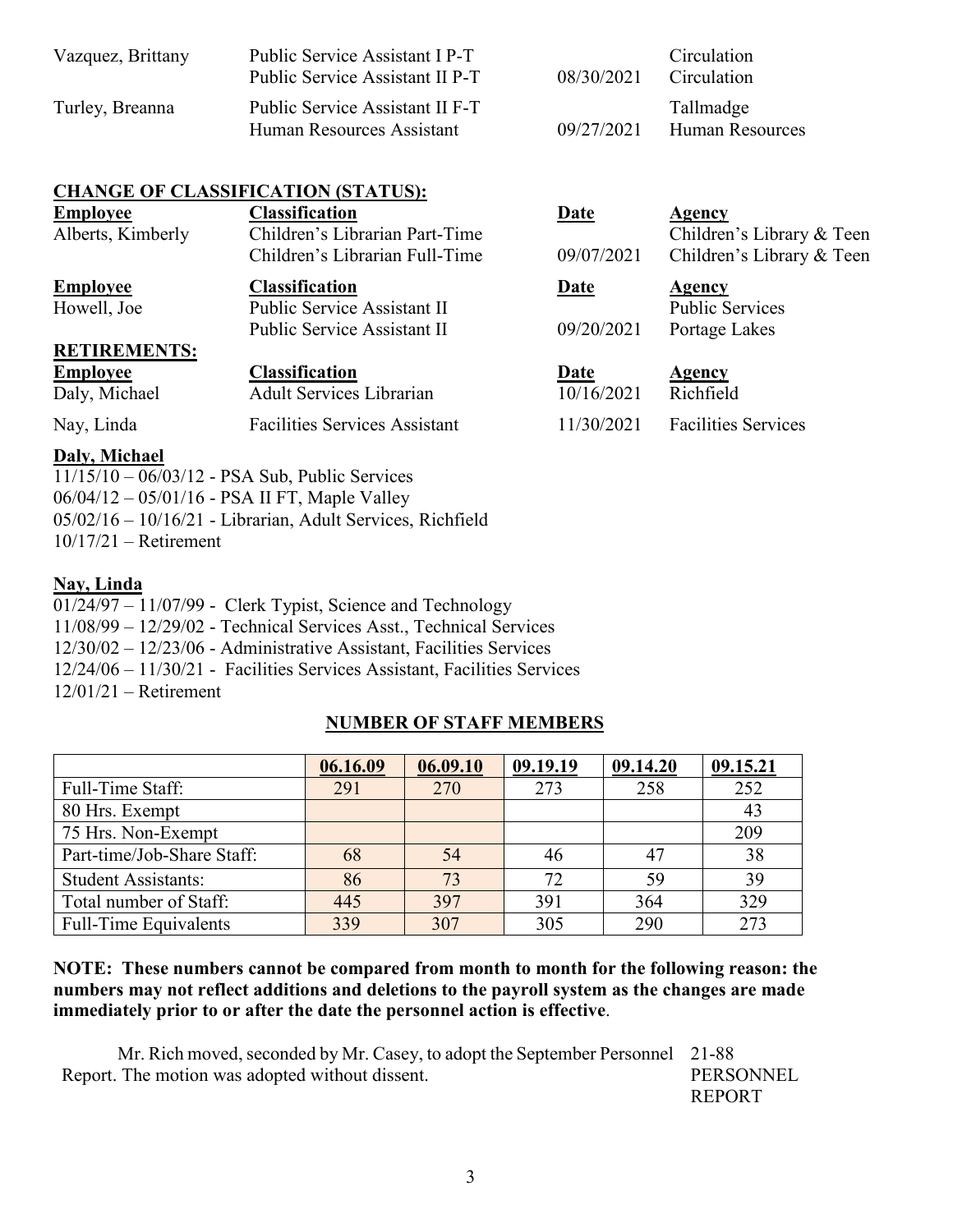| | | | |
|---|---|---|---|
| Vazquez, Brittany | Public Service Assistant I P-T<br>Public Service Assistant II P-T | 08/30/2021 | Circulation<br>Circulation |
| Turley, Breanna | Public Service Assistant II F-T<br>Human Resources Assistant | 09/27/2021 | Tallmadge<br>Human Resources |

**CHANGE OF CLASSIFICATION (STATUS):**

| Employee | Classification | Date | Agency |
|---|---|---|---|
| Alberts, Kimberly | Children's Librarian Part-Time<br>Children's Librarian Full-Time | 09/07/2021 | Children's Library & Teen<br>Children's Library & Teen |

| Employee | Classification | Date | Agency |
|---|---|---|---|
| Howell, Joe | Public Service Assistant II<br>Public Service Assistant II | 09/20/2021 | Public Services<br>Portage Lakes |

**RETIREMENTS:**

| Employee | Classification | Date | Agency |
|---|---|---|---|
| Daly, Michael | Adult Services Librarian | 10/16/2021 | Richfield |
| Nay, Linda | Facilities Services Assistant | 11/30/2021 | Facilities Services |

**Daly, Michael**

11/15/10 – 06/03/12 - PSA Sub, Public Services
06/04/12 – 05/01/16 - PSA II FT, Maple Valley
05/02/16 – 10/16/21 - Librarian, Adult Services, Richfield
10/17/21 – Retirement

**Nay, Linda**

01/24/97 – 11/07/99 - Clerk Typist, Science and Technology
11/08/99 – 12/29/02 - Technical Services Asst., Technical Services
12/30/02 – 12/23/06 - Administrative Assistant, Facilities Services
12/24/06 – 11/30/21 - Facilities Services Assistant, Facilities Services
12/01/21 – Retirement

**NUMBER OF STAFF MEMBERS**

| | 06.16.09 | 06.09.10 | 09.19.19 | 09.14.20 | 09.15.21 |
|---|---|---|---|---|---|
| Full-Time Staff: | 291 | 270 | 273 | 258 | 252 |
| 80 Hrs. Exempt | | | | | 43 |
| 75 Hrs. Non-Exempt | | | | | 209 |
| Part-time/Job-Share Staff: | 68 | 54 | 46 | 47 | 38 |
| Student Assistants: | 86 | 73 | 72 | 59 | 39 |
| Total number of Staff: | 445 | 397 | 391 | 364 | 329 |
| Full-Time Equivalents | 339 | 307 | 305 | 290 | 273 |

**NOTE: These numbers cannot be compared from month to month for the following reason: the numbers may not reflect additions and deletions to the payroll system as the changes are made immediately prior to or after the date the personnel action is effective**.

Mr. Rich moved, seconded by Mr. Casey, to adopt the September Personnel Report. The motion was adopted without dissent.

21-88
PERSONNEL REPORT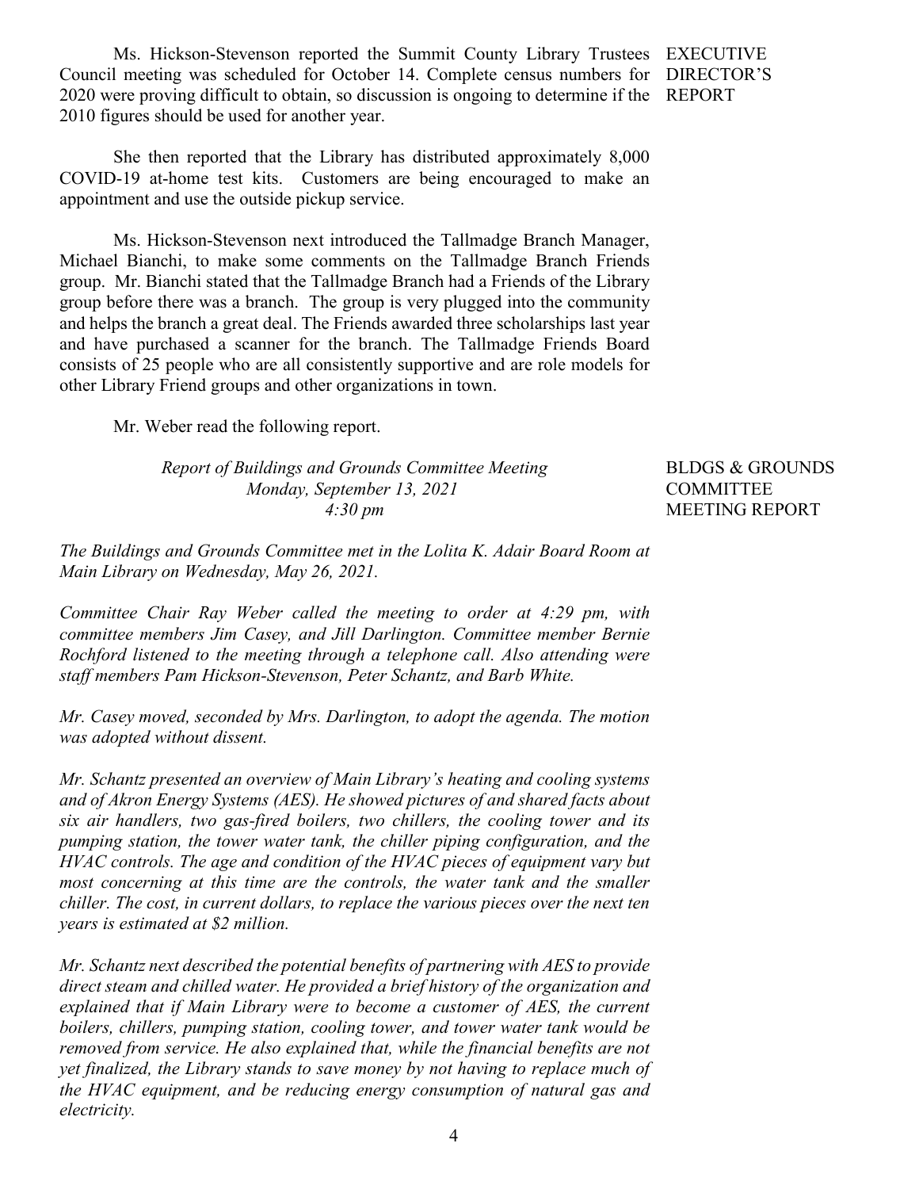**EXECUTIVE DIRECTOR'S REPORT**

Ms. Hickson-Stevenson reported the Summit County Library Trustees Council meeting was scheduled for October 14. Complete census numbers for 2020 were proving difficult to obtain, so discussion is ongoing to determine if the 2010 figures should be used for another year.

She then reported that the Library has distributed approximately 8,000 COVID-19 at-home test kits. Customers are being encouraged to make an appointment and use the outside pickup service.

Ms. Hickson-Stevenson next introduced the Tallmadge Branch Manager, Michael Bianchi, to make some comments on the Tallmadge Branch Friends group. Mr. Bianchi stated that the Tallmadge Branch had a Friends of the Library group before there was a branch. The group is very plugged into the community and helps the branch a great deal. The Friends awarded three scholarships last year and have purchased a scanner for the branch. The Tallmadge Friends Board consists of 25 people who are all consistently supportive and are role models for other Library Friend groups and other organizations in town.

**BLDGS & GROUNDS COMMITTEE MEETING REPORT**

Mr. Weber read the following report.

*Report of Buildings and Grounds Committee Meeting*
*Monday, September 13, 2021*
*4:30 pm*

*The Buildings and Grounds Committee met in the Lolita K. Adair Board Room at Main Library on Wednesday, May 26, 2021.*

*Committee Chair Ray Weber called the meeting to order at 4:29 pm, with committee members Jim Casey, and Jill Darlington. Committee member Bernie Rochford listened to the meeting through a telephone call. Also attending were staff members Pam Hickson-Stevenson, Peter Schantz, and Barb White.*

*Mr. Casey moved, seconded by Mrs. Darlington, to adopt the agenda. The motion was adopted without dissent.*

*Mr. Schantz presented an overview of Main Library's heating and cooling systems and of Akron Energy Systems (AES). He showed pictures of and shared facts about six air handlers, two gas-fired boilers, two chillers, the cooling tower and its pumping station, the tower water tank, the chiller piping configuration, and the HVAC controls. The age and condition of the HVAC pieces of equipment vary but most concerning at this time are the controls, the water tank and the smaller chiller. The cost, in current dollars, to replace the various pieces over the next ten years is estimated at $2 million.*

*Mr. Schantz next described the potential benefits of partnering with AES to provide direct steam and chilled water. He provided a brief history of the organization and explained that if Main Library were to become a customer of AES, the current boilers, chillers, pumping station, cooling tower, and tower water tank would be removed from service. He also explained that, while the financial benefits are not yet finalized, the Library stands to save money by not having to replace much of the HVAC equipment, and be reducing energy consumption of natural gas and electricity.*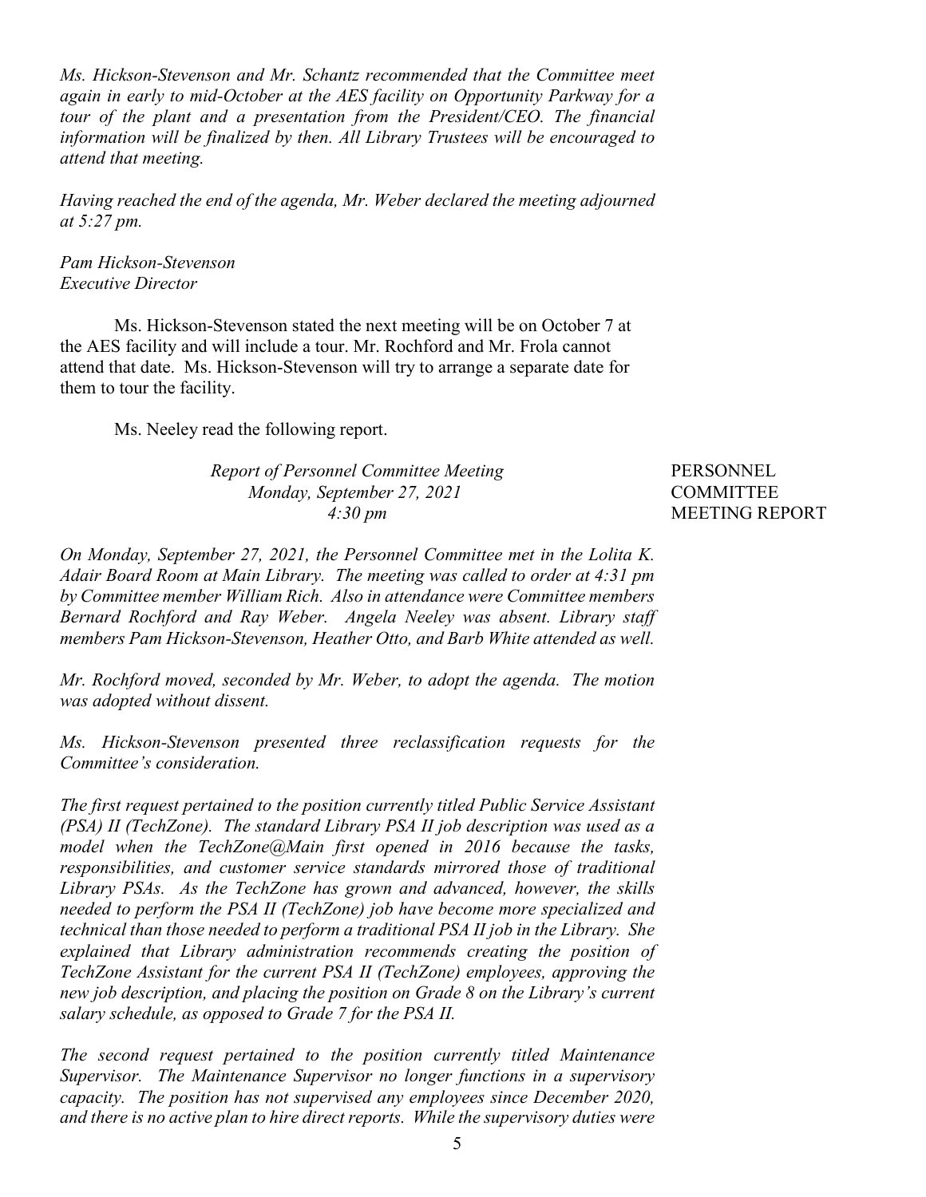*Ms. Hickson-Stevenson and Mr. Schantz recommended that the Committee meet again in early to mid-October at the AES facility on Opportunity Parkway for a tour of the plant and a presentation from the President/CEO. The financial information will be finalized by then. All Library Trustees will be encouraged to attend that meeting.*

*Having reached the end of the agenda, Mr. Weber declared the meeting adjourned at 5:27 pm.*

*Pam Hickson-Stevenson*
*Executive Director*

Ms. Hickson-Stevenson stated the next meeting will be on October 7 at the AES facility and will include a tour. Mr. Rochford and Mr. Frola cannot attend that date. Ms. Hickson-Stevenson will try to arrange a separate date for them to tour the facility.

Ms. Neeley read the following report.

PERSONNEL COMMITTEE MEETING REPORT

*Report of Personnel Committee Meeting*
*Monday, September 27, 2021*
*4:30 pm*

*On Monday, September 27, 2021, the Personnel Committee met in the Lolita K. Adair Board Room at Main Library. The meeting was called to order at 4:31 pm by Committee member William Rich. Also in attendance were Committee members Bernard Rochford and Ray Weber. Angela Neeley was absent. Library staff members Pam Hickson-Stevenson, Heather Otto, and Barb White attended as well.*

*Mr. Rochford moved, seconded by Mr. Weber, to adopt the agenda. The motion was adopted without dissent.*

*Ms. Hickson-Stevenson presented three reclassification requests for the Committee's consideration.*

*The first request pertained to the position currently titled Public Service Assistant (PSA) II (TechZone). The standard Library PSA II job description was used as a model when the TechZone@Main first opened in 2016 because the tasks, responsibilities, and customer service standards mirrored those of traditional Library PSAs. As the TechZone has grown and advanced, however, the skills needed to perform the PSA II (TechZone) job have become more specialized and technical than those needed to perform a traditional PSA II job in the Library. She explained that Library administration recommends creating the position of TechZone Assistant for the current PSA II (TechZone) employees, approving the new job description, and placing the position on Grade 8 on the Library's current salary schedule, as opposed to Grade 7 for the PSA II.*

*The second request pertained to the position currently titled Maintenance Supervisor. The Maintenance Supervisor no longer functions in a supervisory capacity. The position has not supervised any employees since December 2020, and there is no active plan to hire direct reports. While the supervisory duties were*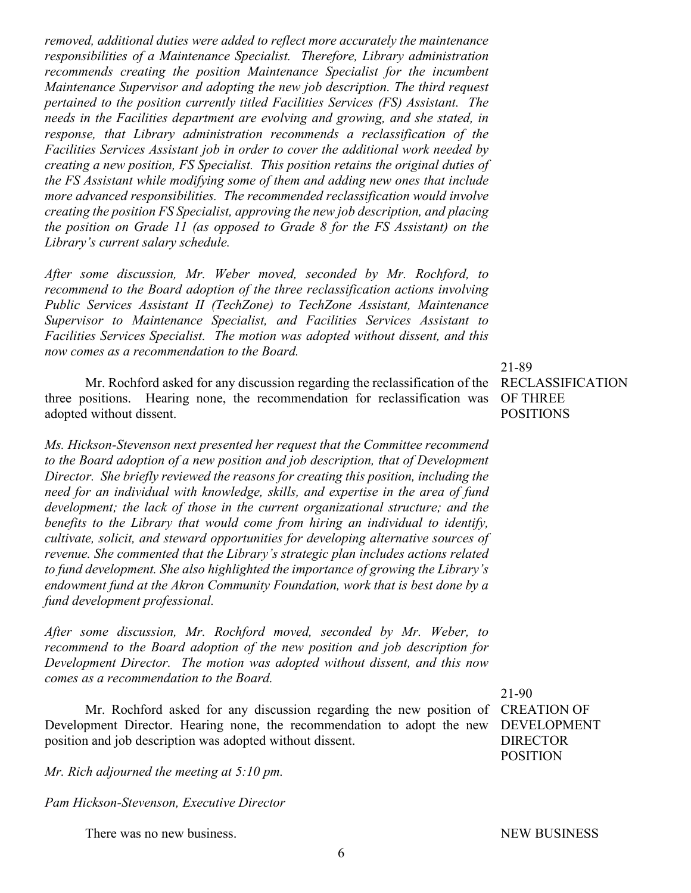*removed, additional duties were added to reflect more accurately the maintenance responsibilities of a Maintenance Specialist. Therefore, Library administration recommends creating the position Maintenance Specialist for the incumbent Maintenance Supervisor and adopting the new job description. The third request pertained to the position currently titled Facilities Services (FS) Assistant. The needs in the Facilities department are evolving and growing, and she stated, in response, that Library administration recommends a reclassification of the Facilities Services Assistant job in order to cover the additional work needed by creating a new position, FS Specialist. This position retains the original duties of the FS Assistant while modifying some of them and adding new ones that include more advanced responsibilities. The recommended reclassification would involve creating the position FS Specialist, approving the new job description, and placing the position on Grade 11 (as opposed to Grade 8 for the FS Assistant) on the Library's current salary schedule.*

*After some discussion, Mr. Weber moved, seconded by Mr. Rochford, to recommend to the Board adoption of the three reclassification actions involving Public Services Assistant II (TechZone) to TechZone Assistant, Maintenance Supervisor to Maintenance Specialist, and Facilities Services Assistant to Facilities Services Specialist. The motion was adopted without dissent, and this now comes as a recommendation to the Board.*

**21-89 RECLASSIFICATION OF THREE POSITIONS**

Mr. Rochford asked for any discussion regarding the reclassification of the three positions. Hearing none, the recommendation for reclassification was adopted without dissent.

*Ms. Hickson-Stevenson next presented her request that the Committee recommend to the Board adoption of a new position and job description, that of Development Director. She briefly reviewed the reasons for creating this position, including the need for an individual with knowledge, skills, and expertise in the area of fund development; the lack of those in the current organizational structure; and the benefits to the Library that would come from hiring an individual to identify, cultivate, solicit, and steward opportunities for developing alternative sources of revenue. She commented that the Library's strategic plan includes actions related to fund development. She also highlighted the importance of growing the Library's endowment fund at the Akron Community Foundation, work that is best done by a fund development professional.*

*After some discussion, Mr. Rochford moved, seconded by Mr. Weber, to recommend to the Board adoption of the new position and job description for Development Director. The motion was adopted without dissent, and this now comes as a recommendation to the Board.*

**21-90 CREATION OF DEVELOPMENT DIRECTOR POSITION**

Mr. Rochford asked for any discussion regarding the new position of Development Director. Hearing none, the recommendation to adopt the new position and job description was adopted without dissent.

*Mr. Rich adjourned the meeting at 5:10 pm.*

*Pam Hickson-Stevenson, Executive Director*

**NEW BUSINESS**

There was no new business.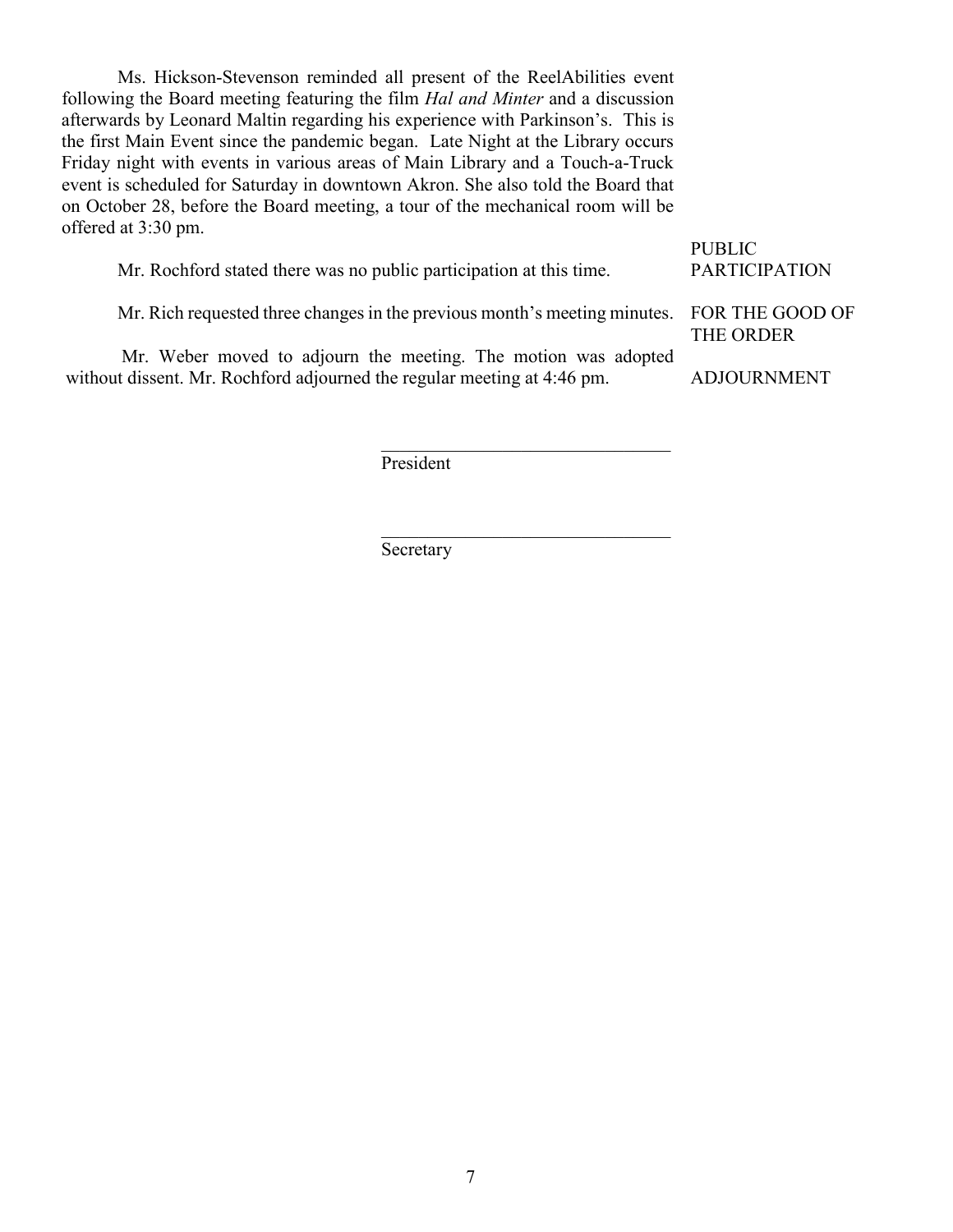Ms. Hickson-Stevenson reminded all present of the ReelAbilities event following the Board meeting featuring the film *Hal and Minter* and a discussion afterwards by Leonard Maltin regarding his experience with Parkinson's. This is the first Main Event since the pandemic began. Late Night at the Library occurs Friday night with events in various areas of Main Library and a Touch-a-Truck event is scheduled for Saturday in downtown Akron. She also told the Board that on October 28, before the Board meeting, a tour of the mechanical room will be offered at 3:30 pm.

**PUBLIC PARTICIPATION**

Mr. Rochford stated there was no public participation at this time.

**FOR THE GOOD OF THE ORDER**

Mr. Rich requested three changes in the previous month's meeting minutes.

**ADJOURNMENT**

Mr. Weber moved to adjourn the meeting. The motion was adopted without dissent. Mr. Rochford adjourned the regular meeting at 4:46 pm.

\_\_\_\_\_\_\_\_\_\_\_\_\_\_\_\_\_\_\_\_\_\_\_\_\_\_\_\_\_\_\_\_

President

\_\_\_\_\_\_\_\_\_\_\_\_\_\_\_\_\_\_\_\_\_\_\_\_\_\_\_\_\_\_\_\_

Secretary